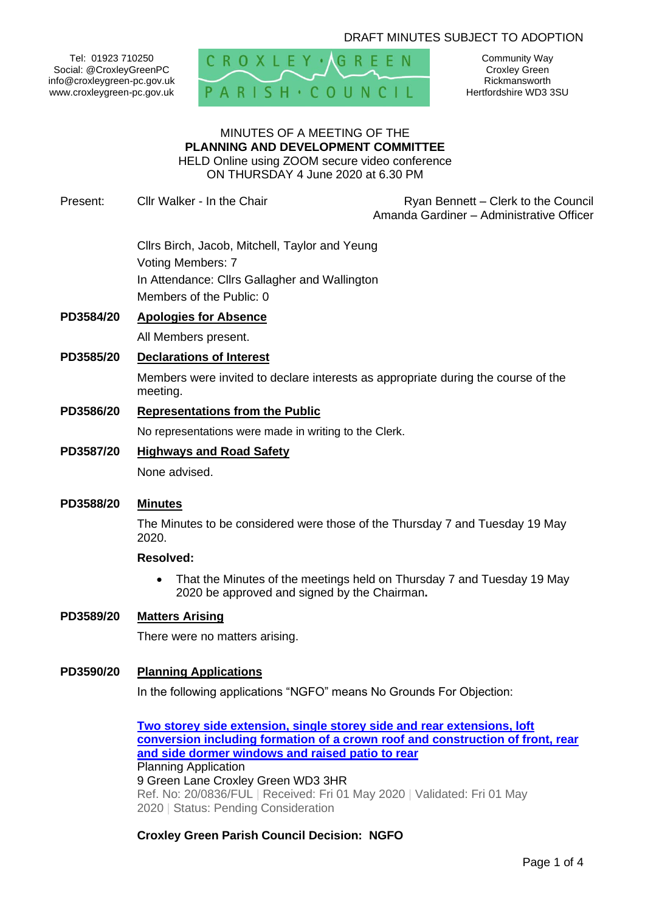DRAFT MINUTES SUBJECT TO ADOPTION

Tel: 01923 710250
Social: @CroxleyGreenPC
info@croxleygreen-pc.gov.uk
www.croxleygreen-pc.gov.uk

CROXLEY GREEN PARISH COUNCIL

Community Way
Croxley Green
Rickmansworth
Hertfordshire WD3 3SU

MINUTES OF A MEETING OF THE
**PLANNING AND DEVELOPMENT COMMITTEE**
HELD Online using ZOOM secure video conference
ON THURSDAY 4 June 2020 at 6.30 PM

Present: Cllr Walker - In the Chair

Ryan Bennett – Clerk to the Council
Amanda Gardiner – Administrative Officer

Cllrs Birch, Jacob, Mitchell, Taylor and Yeung
Voting Members: 7
In Attendance: Cllrs Gallagher and Wallington
Members of the Public: 0

**PD3584/20 Apologies for Absence**

All Members present.

**PD3585/20 Declarations of Interest**

Members were invited to declare interests as appropriate during the course of the meeting.

**PD3586/20 Representations from the Public**

No representations were made in writing to the Clerk.

**PD3587/20 Highways and Road Safety**

None advised.

**PD3588/20 Minutes**

The Minutes to be considered were those of the Thursday 7 and Tuesday 19 May 2020.

**Resolved:**

- That the Minutes of the meetings held on Thursday 7 and Tuesday 19 May 2020 be approved and signed by the Chairman**.**

**PD3589/20 Matters Arising**

There were no matters arising.

**PD3590/20 Planning Applications**

In the following applications "NGFO" means No Grounds For Objection:

**Two storey side extension, single storey side and rear extensions, loft conversion including formation of a crown roof and construction of front, rear and side dormer windows and raised patio to rear**
Planning Application
9 Green Lane Croxley Green WD3 3HR
Ref. No: 20/0836/FUL | Received: Fri 01 May 2020 | Validated: Fri 01 May 2020 | Status: Pending Consideration

**Croxley Green Parish Council Decision: NGFO**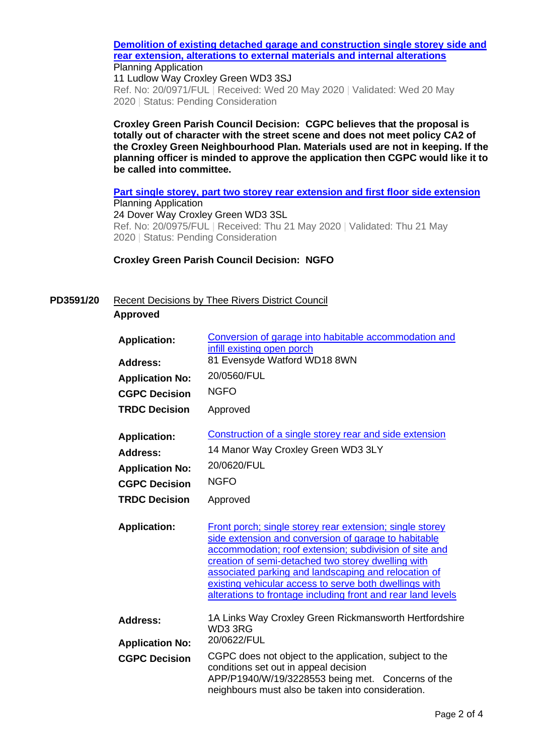**[Demolition of existing detached garage and construction single storey side and rear extension, alterations to external materials and internal alterations](#)**

Planning Application
11 Ludlow Way Croxley Green WD3 3SJ
Ref. No: 20/0971/FUL | Received: Wed 20 May 2020 | Validated: Wed 20 May 2020 | Status: Pending Consideration

**Croxley Green Parish Council Decision: CGPC believes that the proposal is totally out of character with the street scene and does not meet policy CA2 of the Croxley Green Neighbourhood Plan. Materials used are not in keeping. If the planning officer is minded to approve the application then CGPC would like it to be called into committee.**

**[Part single storey, part two storey rear extension and first floor side extension](#)**

Planning Application
24 Dover Way Croxley Green WD3 3SL
Ref. No: 20/0975/FUL | Received: Thu 21 May 2020 | Validated: Thu 21 May 2020 | Status: Pending Consideration

**Croxley Green Parish Council Decision: NGFO**

**PD3591/20** Recent Decisions by Thee Rivers District Council

**Approved**

| | |
|---|---|
| **Application:** | Conversion of garage into habitable accommodation and infill existing open porch |
| **Address:** | 81 Evensyde Watford WD18 8WN |
| **Application No:** | 20/0560/FUL |
| **CGPC Decision** | NGFO |
| **TRDC Decision** | Approved |
| **Application:** | Construction of a single storey rear and side extension |
| **Address:** | 14 Manor Way Croxley Green WD3 3LY |
| **Application No:** | 20/0620/FUL |
| **CGPC Decision** | NGFO |
| **TRDC Decision** | Approved |
| **Application:** | Front porch; single storey rear extension; single storey side extension and conversion of garage to habitable accommodation; roof extension; subdivision of site and creation of semi-detached two storey dwelling with associated parking and landscaping and relocation of existing vehicular access to serve both dwellings with alterations to frontage including front and rear land levels |
| **Address:** | 1A Links Way Croxley Green Rickmansworth Hertfordshire WD3 3RG |
| **Application No:** | 20/0622/FUL |
| **CGPC Decision** | CGPC does not object to the application, subject to the conditions set out in appeal decision APP/P1940/W/19/3228553 being met. Concerns of the neighbours must also be taken into consideration. |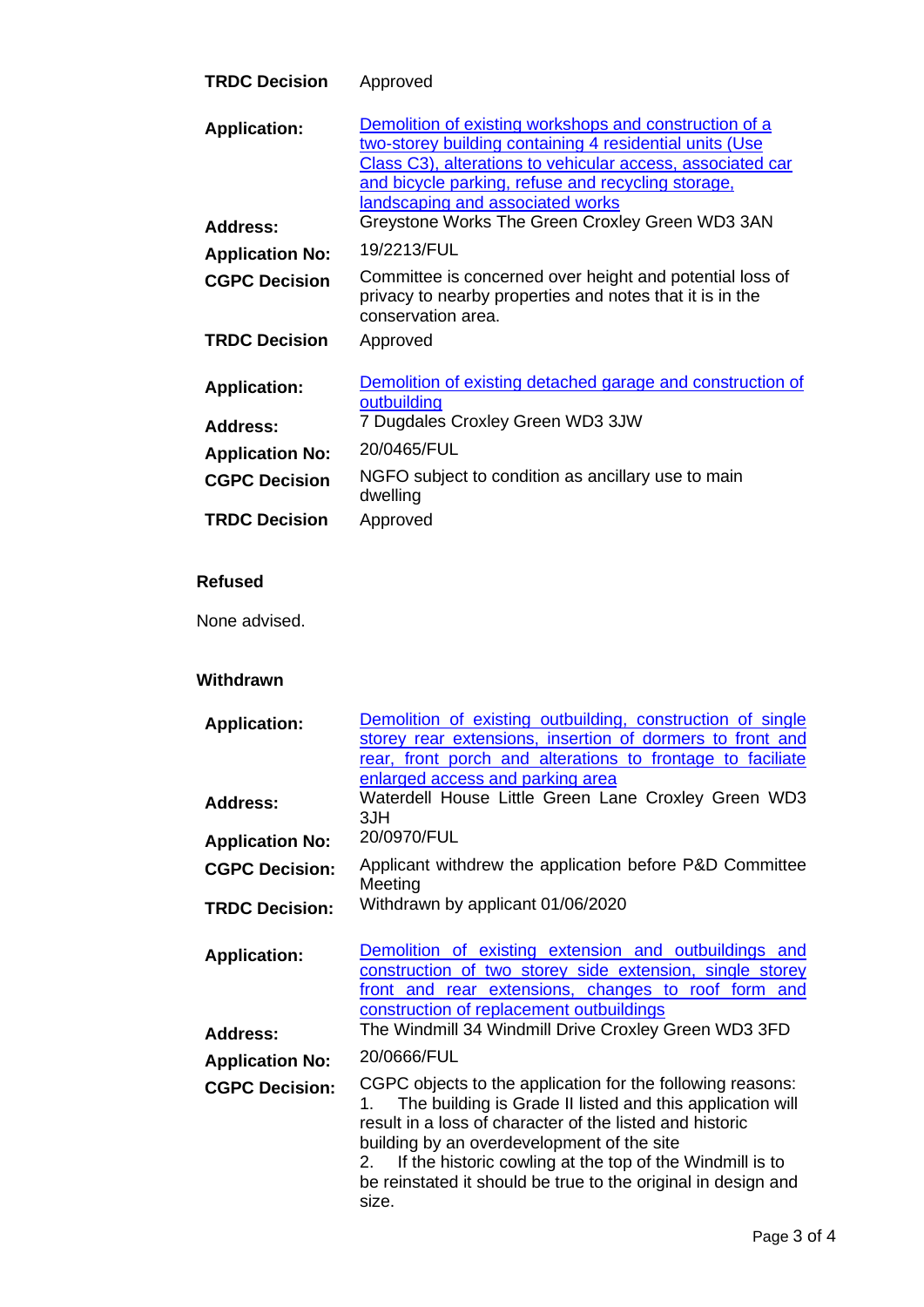**TRDC Decision** Approved

| | |
|---|---|
| **Application:** | Demolition of existing workshops and construction of a two-storey building containing 4 residential units (Use Class C3), alterations to vehicular access, associated car and bicycle parking, refuse and recycling storage, landscaping and associated works |
| **Address:** | Greystone Works The Green Croxley Green WD3 3AN |
| **Application No:** | 19/2213/FUL |
| **CGPC Decision** | Committee is concerned over height and potential loss of privacy to nearby properties and notes that it is in the conservation area. |
| **TRDC Decision** | Approved |

| | |
|---|---|
| **Application:** | Demolition of existing detached garage and construction of outbuilding |
| **Address:** | 7 Dugdales Croxley Green WD3 3JW |
| **Application No:** | 20/0465/FUL |
| **CGPC Decision** | NGFO subject to condition as ancillary use to main dwelling |
| **TRDC Decision** | Approved |

**Refused**

None advised.

**Withdrawn**

| | |
|---|---|
| **Application:** | Demolition of existing outbuilding, construction of single storey rear extensions, insertion of dormers to front and rear, front porch and alterations to frontage to faciliate enlarged access and parking area |
| **Address:** | Waterdell House Little Green Lane Croxley Green WD3 3JH |
| **Application No:** | 20/0970/FUL |
| **CGPC Decision:** | Applicant withdrew the application before P&D Committee Meeting |
| **TRDC Decision:** | Withdrawn by applicant 01/06/2020 |

| | |
|---|---|
| **Application:** | Demolition of existing extension and outbuildings and construction of two storey side extension, single storey front and rear extensions, changes to roof form and construction of replacement outbuildings |
| **Address:** | The Windmill 34 Windmill Drive Croxley Green WD3 3FD |
| **Application No:** | 20/0666/FUL |
| **CGPC Decision:** | CGPC objects to the application for the following reasons:<br>1. The building is Grade II listed and this application will result in a loss of character of the listed and historic building by an overdevelopment of the site<br>2. If the historic cowling at the top of the Windmill is to be reinstated it should be true to the original in design and size. |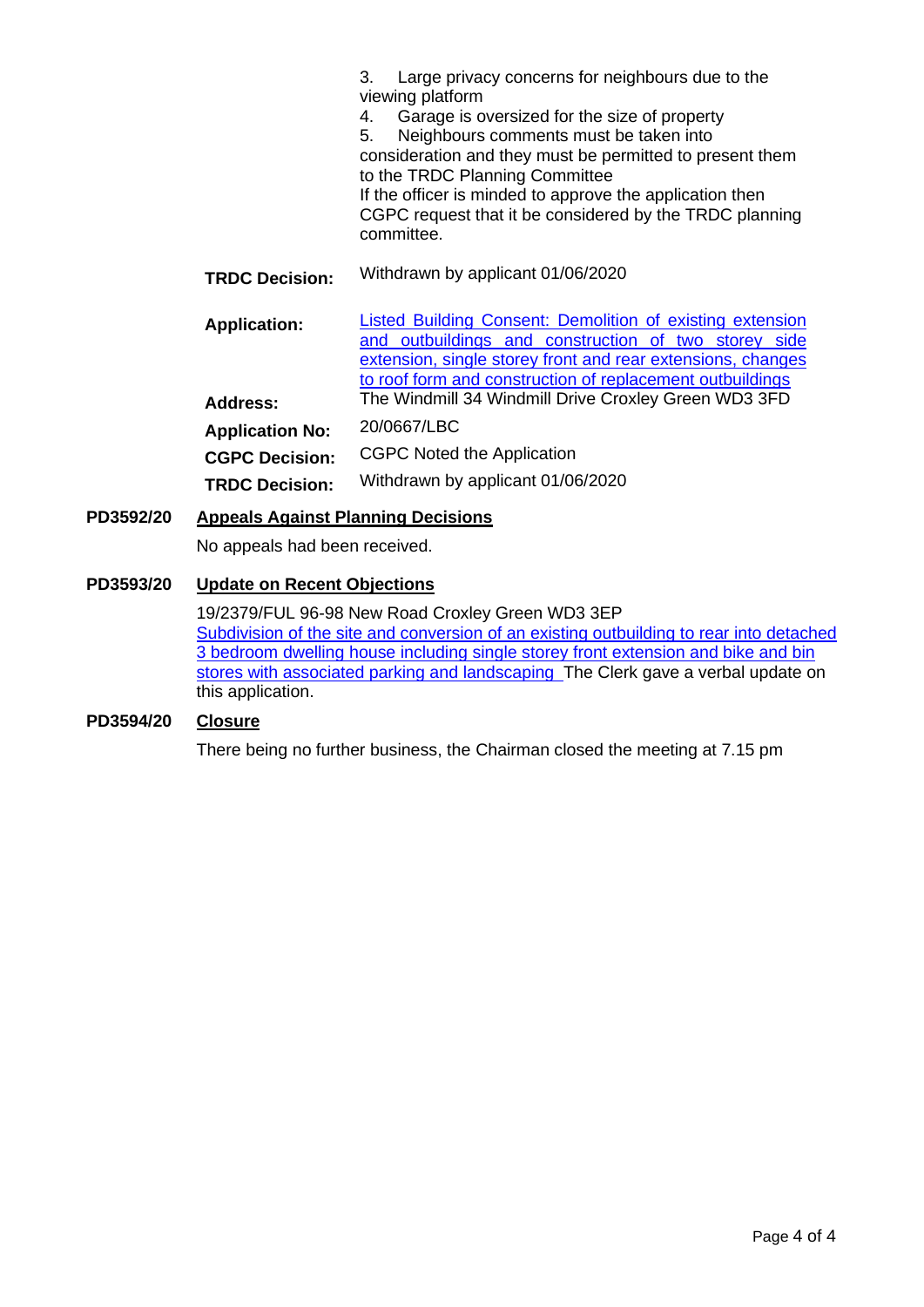3. Large privacy concerns for neighbours due to the viewing platform
4. Garage is oversized for the size of property
5. Neighbours comments must be taken into consideration and they must be permitted to present them to the TRDC Planning Committee

If the officer is minded to approve the application then CGPC request that it be considered by the TRDC planning committee.

| | |
|---|---|
| **TRDC Decision:** | Withdrawn by applicant 01/06/2020 |
| **Application:** | Listed Building Consent: Demolition of existing extension and outbuildings and construction of two storey side extension, single storey front and rear extensions, changes to roof form and construction of replacement outbuildings |
| **Address:** | The Windmill 34 Windmill Drive Croxley Green WD3 3FD |
| **Application No:** | 20/0667/LBC |
| **CGPC Decision:** | CGPC Noted the Application |
| **TRDC Decision:** | Withdrawn by applicant 01/06/2020 |

**PD3592/20 Appeals Against Planning Decisions**

No appeals had been received.

**PD3593/20 Update on Recent Objections**

19/2379/FUL 96-98 New Road Croxley Green WD3 3EP
Subdivision of the site and conversion of an existing outbuilding to rear into detached 3 bedroom dwelling house including single storey front extension and bike and bin stores with associated parking and landscaping The Clerk gave a verbal update on this application.

**PD3594/20 Closure**

There being no further business, the Chairman closed the meeting at 7.15 pm